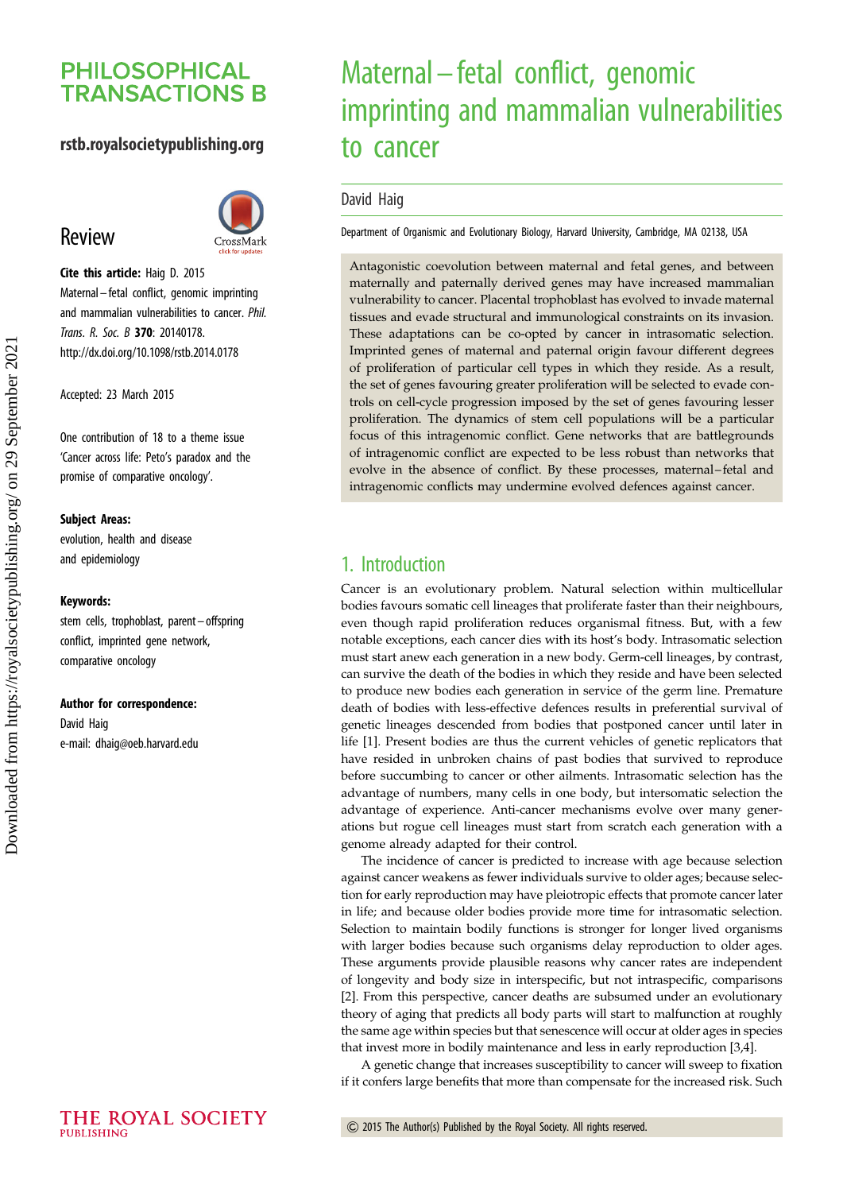# Maternal–fetal conflict, genomic imprinting and mammalian vulnerabilities to cancer

David Haig

Department of Organismic and Evolutionary Biology, Harvard University, Cambridge, MA 02138, USA

## Review

**Cite this article:** Haig D. 2015 Maternal–fetal conflict, genomic imprinting and mammalian vulnerabilities to cancer. *Phil. Trans. R. Soc. B* **370**: 20140178. http://dx.doi.org/10.1098/rstb.2014.0178

Accepted: 23 March 2015

One contribution of 18 to a theme issue 'Cancer across life: Peto's paradox and the promise of comparative oncology'.

**Subject Areas:**

evolution, health and disease and epidemiology

**Keywords:**

stem cells, trophoblast, parent–offspring conflict, imprinted gene network, comparative oncology

**Author for correspondence:**

David Haig

e-mail: dhaig@oeb.harvard.edu

Antagonistic coevolution between maternal and fetal genes, and between maternally and paternally derived genes may have increased mammalian vulnerability to cancer. Placental trophoblast has evolved to invade maternal tissues and evade structural and immunological constraints on its invasion. These adaptations can be co-opted by cancer in intrasomatic selection. Imprinted genes of maternal and paternal origin favour different degrees of proliferation of particular cell types in which they reside. As a result, the set of genes favouring greater proliferation will be selected to evade controls on cell-cycle progression imposed by the set of genes favouring lesser proliferation. The dynamics of stem cell populations will be a particular focus of this intragenomic conflict. Gene networks that are battlegrounds of intragenomic conflict are expected to be less robust than networks that evolve in the absence of conflict. By these processes, maternal–fetal and intragenomic conflicts may undermine evolved defences against cancer.

## 1. Introduction

Cancer is an evolutionary problem. Natural selection within multicellular bodies favours somatic cell lineages that proliferate faster than their neighbours, even though rapid proliferation reduces organismal fitness. But, with a few notable exceptions, each cancer dies with its host's body. Intrasomatic selection must start anew each generation in a new body. Germ-cell lineages, by contrast, can survive the death of the bodies in which they reside and have been selected to produce new bodies each generation in service of the germ line. Premature death of bodies with less-effective defences results in preferential survival of genetic lineages descended from bodies that postponed cancer until later in life [1]. Present bodies are thus the current vehicles of genetic replicators that have resided in unbroken chains of past bodies that survived to reproduce before succumbing to cancer or other ailments. Intrasomatic selection has the advantage of numbers, many cells in one body, but intersomatic selection the advantage of experience. Anti-cancer mechanisms evolve over many generations but rogue cell lineages must start from scratch each generation with a genome already adapted for their control.

The incidence of cancer is predicted to increase with age because selection against cancer weakens as fewer individuals survive to older ages; because selection for early reproduction may have pleiotropic effects that promote cancer later in life; and because older bodies provide more time for intrasomatic selection. Selection to maintain bodily functions is stronger for longer lived organisms with larger bodies because such organisms delay reproduction to older ages. These arguments provide plausible reasons why cancer rates are independent of longevity and body size in interspecific, but not intraspecific, comparisons [2]. From this perspective, cancer deaths are subsumed under an evolutionary theory of aging that predicts all body parts will start to malfunction at roughly the same age within species but that senescence will occur at older ages in species that invest more in bodily maintenance and less in early reproduction [3,4].

A genetic change that increases susceptibility to cancer will sweep to fixation if it confers large benefits that more than compensate for the increased risk. Such

© 2015 The Author(s) Published by the Royal Society. All rights reserved.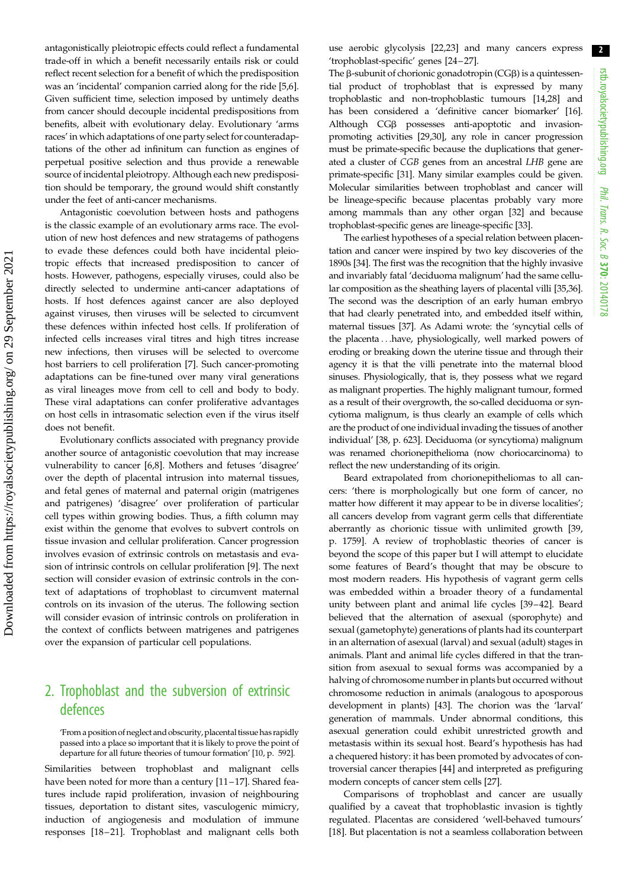antagonistically pleiotropic effects could reflect a fundamental trade-off in which a benefit necessarily entails risk or could reflect recent selection for a benefit of which the predisposition was an 'incidental' companion carried along for the ride [5,6]. Given sufficient time, selection imposed by untimely deaths from cancer should decouple incidental predispositions from benefits, albeit with evolutionary delay. Evolutionary 'arms races' in which adaptations of one party select for counteradaptations of the other ad infinitum can function as engines of perpetual positive selection and thus provide a renewable source of incidental pleiotropy. Although each new predisposition should be temporary, the ground would shift constantly under the feet of anti-cancer mechanisms.

Antagonistic coevolution between hosts and pathogens is the classic example of an evolutionary arms race. The evolution of new host defences and new stratagems of pathogens to evade these defences could both have incidental pleiotropic effects that increased predisposition to cancer of hosts. However, pathogens, especially viruses, could also be directly selected to undermine anti-cancer adaptations of hosts. If host defences against cancer are also deployed against viruses, then viruses will be selected to circumvent these defences within infected host cells. If proliferation of infected cells increases viral titres and high titres increase new infections, then viruses will be selected to overcome host barriers to cell proliferation [7]. Such cancer-promoting adaptations can be fine-tuned over many viral generations as viral lineages move from cell to cell and body to body. These viral adaptations can confer proliferative advantages on host cells in intrasomatic selection even if the virus itself does not benefit.

Evolutionary conflicts associated with pregnancy provide another source of antagonistic coevolution that may increase vulnerability to cancer [6,8]. Mothers and fetuses 'disagree' over the depth of placental intrusion into maternal tissues, and fetal genes of maternal and paternal origin (matrigenes and patrigenes) 'disagree' over proliferation of particular cell types within growing bodies. Thus, a fifth column may exist within the genome that evolves to subvert controls on tissue invasion and cellular proliferation. Cancer progression involves evasion of extrinsic controls on metastasis and evasion of intrinsic controls on cellular proliferation [9]. The next section will consider evasion of extrinsic controls in the context of adaptations of trophoblast to circumvent maternal controls on its invasion of the uterus. The following section will consider evasion of intrinsic controls on proliferation in the context of conflicts between matrigenes and patrigenes over the expansion of particular cell populations.

## 2. Trophoblast and the subversion of extrinsic defences

> 'From a position of neglect and obscurity, placental tissue has rapidly passed into a place so important that it is likely to prove the point of departure for all future theories of tumour formation' [10, p. 592].

Similarities between trophoblast and malignant cells have been noted for more than a century [11–17]. Shared features include rapid proliferation, invasion of neighbouring tissues, deportation to distant sites, vasculogenic mimicry, induction of angiogenesis and modulation of immune responses [18–21]. Trophoblast and malignant cells both use aerobic glycolysis [22,23] and many cancers express 'trophoblast-specific' genes [24–27].

The β-subunit of chorionic gonadotropin (CGβ) is a quintessential product of trophoblast that is expressed by many trophoblastic and non-trophoblastic tumours [14,28] and has been considered a 'definitive cancer biomarker' [16]. Although CGβ possesses anti-apoptotic and invasion-promoting activities [29,30], any role in cancer progression must be primate-specific because the duplications that generated a cluster of *CGB* genes from an ancestral *LHB* gene are primate-specific [31]. Many similar examples could be given. Molecular similarities between trophoblast and cancer will be lineage-specific because placentas probably vary more among mammals than any other organ [32] and because trophoblast-specific genes are lineage-specific [33].

The earliest hypotheses of a special relation between placentation and cancer were inspired by two key discoveries of the 1890s [34]. The first was the recognition that the highly invasive and invariably fatal 'deciduoma malignum' had the same cellular composition as the sheathing layers of placental villi [35,36]. The second was the description of an early human embryo that had clearly penetrated into, and embedded itself within, maternal tissues [37]. As Adami wrote: the 'syncytial cells of the placenta . . . have, physiologically, well marked powers of eroding or breaking down the uterine tissue and through their agency it is that the villi penetrate into the maternal blood sinuses. Physiologically, that is, they possess what we regard as malignant properties. The highly malignant tumour, formed as a result of their overgrowth, the so-called deciduoma or syncytioma malignum, is thus clearly an example of cells which are the product of one individual invading the tissues of another individual' [38, p. 623]. Deciduoma (or syncytioma) malignum was renamed chorionepithelioma (now choriocarcinoma) to reflect the new understanding of its origin.

Beard extrapolated from chorionepitheliomas to all cancers: 'there is morphologically but one form of cancer, no matter how different it may appear to be in diverse localities'; all cancers develop from vagrant germ cells that differentiate aberrantly as chorionic tissue with unlimited growth [39, p. 1759]. A review of trophoblastic theories of cancer is beyond the scope of this paper but I will attempt to elucidate some features of Beard's thought that may be obscure to most modern readers. His hypothesis of vagrant germ cells was embedded within a broader theory of a fundamental unity between plant and animal life cycles [39–42]. Beard believed that the alternation of asexual (sporophyte) and sexual (gametophyte) generations of plants had its counterpart in an alternation of asexual (larval) and sexual (adult) stages in animals. Plant and animal life cycles differed in that the transition from asexual to sexual forms was accompanied by a halving of chromosome number in plants but occurred without chromosome reduction in animals (analogous to aposporous development in plants) [43]. The chorion was the 'larval' generation of mammals. Under abnormal conditions, this asexual generation could exhibit unrestricted growth and metastasis within its sexual host. Beard's hypothesis has had a chequered history: it has been promoted by advocates of controversial cancer therapies [44] and interpreted as prefiguring modern concepts of cancer stem cells [27].

Comparisons of trophoblast and cancer are usually qualified by a caveat that trophoblastic invasion is tightly regulated. Placentas are considered 'well-behaved tumours' [18]. But placentation is not a seamless collaboration between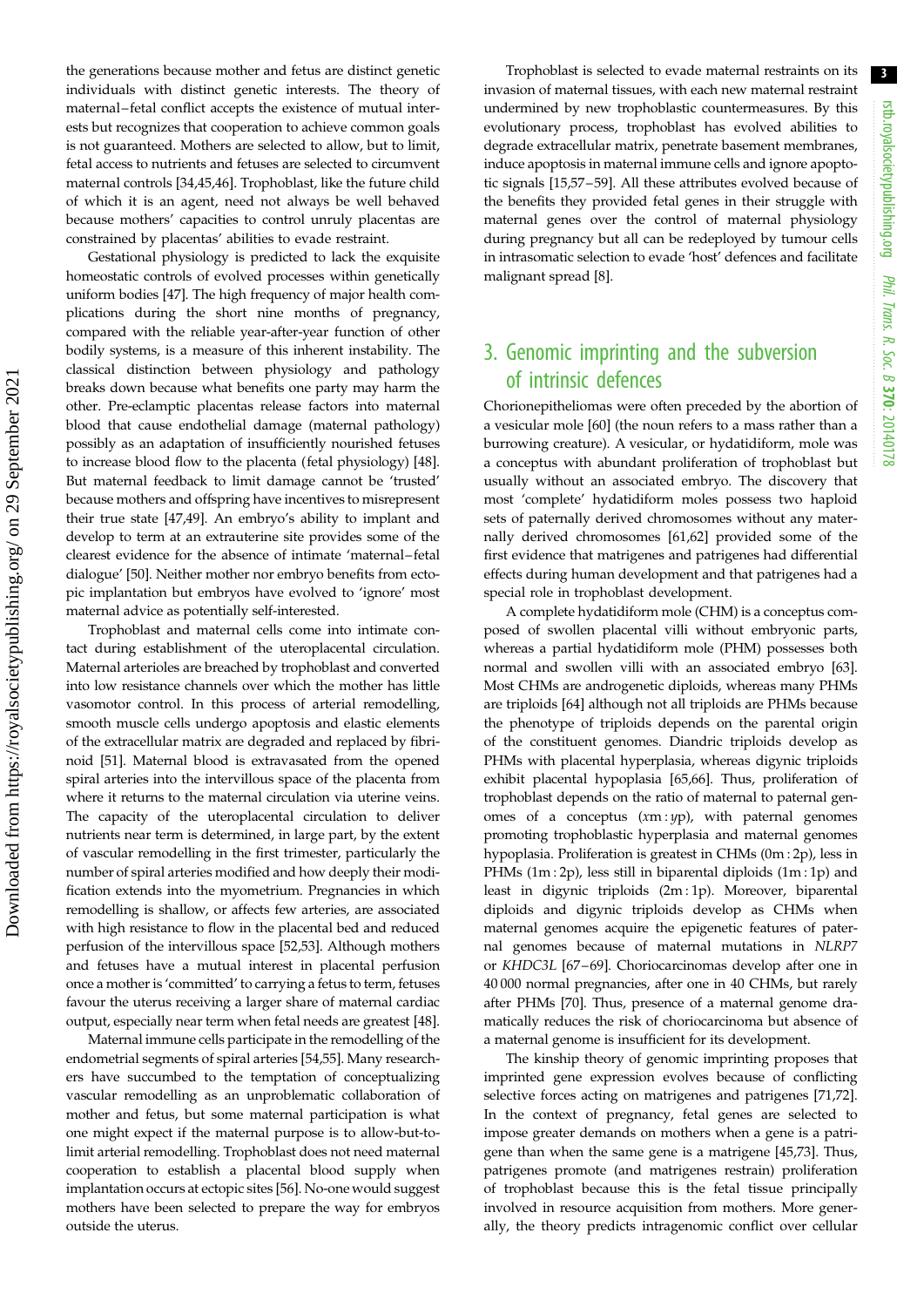the generations because mother and fetus are distinct genetic individuals with distinct genetic interests. The theory of maternal–fetal conflict accepts the existence of mutual interests but recognizes that cooperation to achieve common goals is not guaranteed. Mothers are selected to allow, but to limit, fetal access to nutrients and fetuses are selected to circumvent maternal controls [34,45,46]. Trophoblast, like the future child of which it is an agent, need not always be well behaved because mothers' capacities to control unruly placentas are constrained by placentas' abilities to evade restraint.

Gestational physiology is predicted to lack the exquisite homeostatic controls of evolved processes within genetically uniform bodies [47]. The high frequency of major health complications during the short nine months of pregnancy, compared with the reliable year-after-year function of other bodily systems, is a measure of this inherent instability. The classical distinction between physiology and pathology breaks down because what benefits one party may harm the other. Pre-eclamptic placentas release factors into maternal blood that cause endothelial damage (maternal pathology) possibly as an adaptation of insufficiently nourished fetuses to increase blood flow to the placenta (fetal physiology) [48]. But maternal feedback to limit damage cannot be 'trusted' because mothers and offspring have incentives to misrepresent their true state [47,49]. An embryo's ability to implant and develop to term at an extrauterine site provides some of the clearest evidence for the absence of intimate 'maternal–fetal dialogue' [50]. Neither mother nor embryo benefits from ectopic implantation but embryos have evolved to 'ignore' most maternal advice as potentially self-interested.

Trophoblast and maternal cells come into intimate contact during establishment of the uteroplacental circulation. Maternal arterioles are breached by trophoblast and converted into low resistance channels over which the mother has little vasomotor control. In this process of arterial remodelling, smooth muscle cells undergo apoptosis and elastic elements of the extracellular matrix are degraded and replaced by fibrinoid [51]. Maternal blood is extravasated from the opened spiral arteries into the intervillous space of the placenta from where it returns to the maternal circulation via uterine veins. The capacity of the uteroplacental circulation to deliver nutrients near term is determined, in large part, by the extent of vascular remodelling in the first trimester, particularly the number of spiral arteries modified and how deeply their modification extends into the myometrium. Pregnancies in which remodelling is shallow, or affects few arteries, are associated with high resistance to flow in the placental bed and reduced perfusion of the intervillous space [52,53]. Although mothers and fetuses have a mutual interest in placental perfusion once a mother is 'committed' to carrying a fetus to term, fetuses favour the uterus receiving a larger share of maternal cardiac output, especially near term when fetal needs are greatest [48].

Maternal immune cells participate in the remodelling of the endometrial segments of spiral arteries [54,55]. Many researchers have succumbed to the temptation of conceptualizing vascular remodelling as an unproblematic collaboration of mother and fetus, but some maternal participation is what one might expect if the maternal purpose is to allow-but-to-limit arterial remodelling. Trophoblast does not need maternal cooperation to establish a placental blood supply when implantation occurs at ectopic sites [56]. No-one would suggest mothers have been selected to prepare the way for embryos outside the uterus.

Trophoblast is selected to evade maternal restraints on its invasion of maternal tissues, with each new maternal restraint undermined by new trophoblastic countermeasures. By this evolutionary process, trophoblast has evolved abilities to degrade extracellular matrix, penetrate basement membranes, induce apoptosis in maternal immune cells and ignore apoptotic signals [15,57–59]. All these attributes evolved because of the benefits they provided fetal genes in their struggle with maternal genes over the control of maternal physiology during pregnancy but all can be redeployed by tumour cells in intrasomatic selection to evade 'host' defences and facilitate malignant spread [8].

## 3. Genomic imprinting and the subversion of intrinsic defences

Chorionepitheliomas were often preceded by the abortion of a vesicular mole [60] (the noun refers to a mass rather than a burrowing creature). A vesicular, or hydatidiform, mole was a conceptus with abundant proliferation of trophoblast but usually without an associated embryo. The discovery that most 'complete' hydatidiform moles possess two haploid sets of paternally derived chromosomes without any maternally derived chromosomes [61,62] provided some of the first evidence that matrigenes and patrigenes had differential effects during human development and that patrigenes had a special role in trophoblast development.

A complete hydatidiform mole (CHM) is a conceptus composed of swollen placental villi without embryonic parts, whereas a partial hydatidiform mole (PHM) possesses both normal and swollen villi with an associated embryo [63]. Most CHMs are androgenetic diploids, whereas many PHMs are triploids [64] although not all triploids are PHMs because the phenotype of triploids depends on the parental origin of the constituent genomes. Diandric triploids develop as PHMs with placental hyperplasia, whereas digynic triploids exhibit placental hypoplasia [65,66]. Thus, proliferation of trophoblast depends on the ratio of maternal to paternal genomes of a conceptus ($x$m : $y$p), with paternal genomes promoting trophoblastic hyperplasia and maternal genomes hypoplasia. Proliferation is greatest in CHMs (0m : 2p), less in PHMs (1m : 2p), less still in biparental diploids (1m : 1p) and least in digynic triploids (2m : 1p). Moreover, biparental diploids and digynic triploids develop as CHMs when maternal genomes acquire the epigenetic features of paternal genomes because of maternal mutations in *NLRP7* or *KHDC3L* [67–69]. Choriocarcinomas develop after one in 40 000 normal pregnancies, after one in 40 CHMs, but rarely after PHMs [70]. Thus, presence of a maternal genome dramatically reduces the risk of choriocarcinoma but absence of a maternal genome is insufficient for its development.

The kinship theory of genomic imprinting proposes that imprinted gene expression evolves because of conflicting selective forces acting on matrigenes and patrigenes [71,72]. In the context of pregnancy, fetal genes are selected to impose greater demands on mothers when a gene is a patrigene than when the same gene is a matrigene [45,73]. Thus, patrigenes promote (and matrigenes restrain) proliferation of trophoblast because this is the fetal tissue principally involved in resource acquisition from mothers. More generally, the theory predicts intragenomic conflict over cellular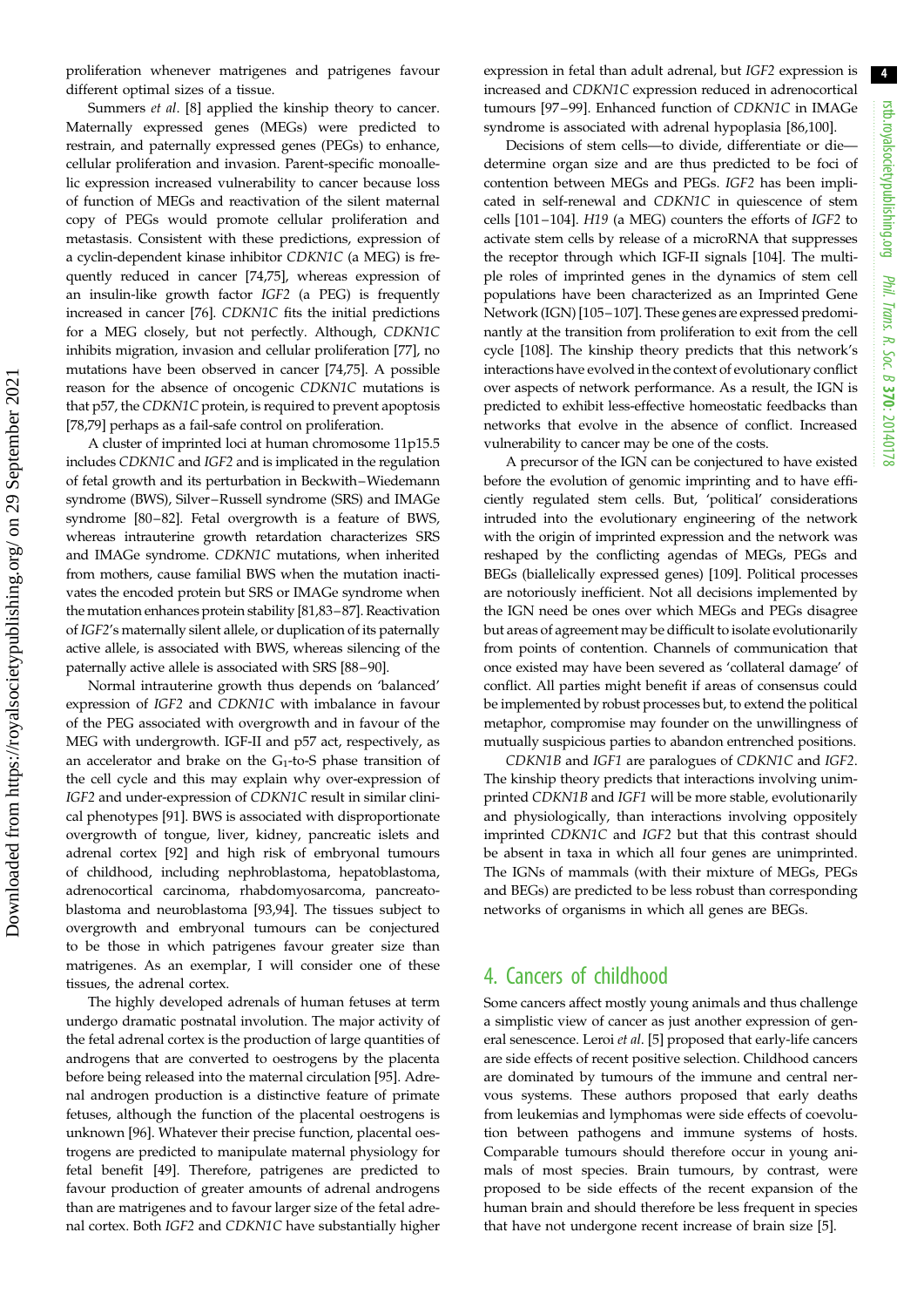proliferation whenever matrigenes and patrigenes favour different optimal sizes of a tissue.

Summers *et al.* [8] applied the kinship theory to cancer. Maternally expressed genes (MEGs) were predicted to restrain, and paternally expressed genes (PEGs) to enhance, cellular proliferation and invasion. Parent-specific monoallelic expression increased vulnerability to cancer because loss of function of MEGs and reactivation of the silent maternal copy of PEGs would promote cellular proliferation and metastasis. Consistent with these predictions, expression of a cyclin-dependent kinase inhibitor *CDKN1C* (a MEG) is frequently reduced in cancer [74,75], whereas expression of an insulin-like growth factor *IGF2* (a PEG) is frequently increased in cancer [76]. *CDKN1C* fits the initial predictions for a MEG closely, but not perfectly. Although, *CDKN1C* inhibits migration, invasion and cellular proliferation [77], no mutations have been observed in cancer [74,75]. A possible reason for the absence of oncogenic *CDKN1C* mutations is that p57, the *CDKN1C* protein, is required to prevent apoptosis [78,79] perhaps as a fail-safe control on proliferation.

A cluster of imprinted loci at human chromosome 11p15.5 includes *CDKN1C* and *IGF2* and is implicated in the regulation of fetal growth and its perturbation in Beckwith–Wiedemann syndrome (BWS), Silver–Russell syndrome (SRS) and IMAGe syndrome [80–82]. Fetal overgrowth is a feature of BWS, whereas intrauterine growth retardation characterizes SRS and IMAGe syndrome. *CDKN1C* mutations, when inherited from mothers, cause familial BWS when the mutation inactivates the encoded protein but SRS or IMAGe syndrome when the mutation enhances protein stability [81,83–87]. Reactivation of *IGF2*'s maternally silent allele, or duplication of its paternally active allele, is associated with BWS, whereas silencing of the paternally active allele is associated with SRS [88–90].

Normal intrauterine growth thus depends on 'balanced' expression of *IGF2* and *CDKN1C* with imbalance in favour of the PEG associated with overgrowth and in favour of the MEG with undergrowth. IGF-II and p57 act, respectively, as an accelerator and brake on the $G_1$-to-S phase transition of the cell cycle and this may explain why over-expression of *IGF2* and under-expression of *CDKN1C* result in similar clinical phenotypes [91]. BWS is associated with disproportionate overgrowth of tongue, liver, kidney, pancreatic islets and adrenal cortex [92] and high risk of embryonal tumours of childhood, including nephroblastoma, hepatoblastoma, adrenocortical carcinoma, rhabdomyosarcoma, pancreatoblastoma and neuroblastoma [93,94]. The tissues subject to overgrowth and embryonal tumours can be conjectured to be those in which patrigenes favour greater size than matrigenes. As an exemplar, I will consider one of these tissues, the adrenal cortex.

The highly developed adrenals of human fetuses at term undergo dramatic postnatal involution. The major activity of the fetal adrenal cortex is the production of large quantities of androgens that are converted to oestrogens by the placenta before being released into the maternal circulation [95]. Adrenal androgen production is a distinctive feature of primate fetuses, although the function of the placental oestrogens is unknown [96]. Whatever their precise function, placental oestrogens are predicted to manipulate maternal physiology for fetal benefit [49]. Therefore, patrigenes are predicted to favour production of greater amounts of adrenal androgens than are matrigenes and to favour larger size of the fetal adrenal cortex. Both *IGF2* and *CDKN1C* have substantially higher expression in fetal than adult adrenal, but *IGF2* expression is increased and *CDKN1C* expression reduced in adrenocortical tumours [97–99]. Enhanced function of *CDKN1C* in IMAGe syndrome is associated with adrenal hypoplasia [86,100].

Decisions of stem cells—to divide, differentiate or die—determine organ size and are thus predicted to be foci of contention between MEGs and PEGs. *IGF2* has been implicated in self-renewal and *CDKN1C* in quiescence of stem cells [101–104]. *H19* (a MEG) counters the efforts of *IGF2* to activate stem cells by release of a microRNA that suppresses the receptor through which IGF-II signals [104]. The multiple roles of imprinted genes in the dynamics of stem cell populations have been characterized as an Imprinted Gene Network (IGN) [105–107]. These genes are expressed predominantly at the transition from proliferation to exit from the cell cycle [108]. The kinship theory predicts that this network's interactions have evolved in the context of evolutionary conflict over aspects of network performance. As a result, the IGN is predicted to exhibit less-effective homeostatic feedbacks than networks that evolve in the absence of conflict. Increased vulnerability to cancer may be one of the costs.

A precursor of the IGN can be conjectured to have existed before the evolution of genomic imprinting and to have efficiently regulated stem cells. But, 'political' considerations intruded into the evolutionary engineering of the network with the origin of imprinted expression and the network was reshaped by the conflicting agendas of MEGs, PEGs and BEGs (biallelically expressed genes) [109]. Political processes are notoriously inefficient. Not all decisions implemented by the IGN need be ones over which MEGs and PEGs disagree but areas of agreement may be difficult to isolate evolutionarily from points of contention. Channels of communication that once existed may have been severed as 'collateral damage' of conflict. All parties might benefit if areas of consensus could be implemented by robust processes but, to extend the political metaphor, compromise may founder on the unwillingness of mutually suspicious parties to abandon entrenched positions.

*CDKN1B* and *IGF1* are paralogues of *CDKN1C* and *IGF2*. The kinship theory predicts that interactions involving unimprinted *CDKN1B* and *IGF1* will be more stable, evolutionarily and physiologically, than interactions involving oppositely imprinted *CDKN1C* and *IGF2* but that this contrast should be absent in taxa in which all four genes are unimprinted. The IGNs of mammals (with their mixture of MEGs, PEGs and BEGs) are predicted to be less robust than corresponding networks of organisms in which all genes are BEGs.

## 4. Cancers of childhood

Some cancers affect mostly young animals and thus challenge a simplistic view of cancer as just another expression of general senescence. Leroi *et al.* [5] proposed that early-life cancers are side effects of recent positive selection. Childhood cancers are dominated by tumours of the immune and central nervous systems. These authors proposed that early deaths from leukemias and lymphomas were side effects of coevolution between pathogens and immune systems of hosts. Comparable tumours should therefore occur in young animals of most species. Brain tumours, by contrast, were proposed to be side effects of the recent expansion of the human brain and should therefore be less frequent in species that have not undergone recent increase of brain size [5].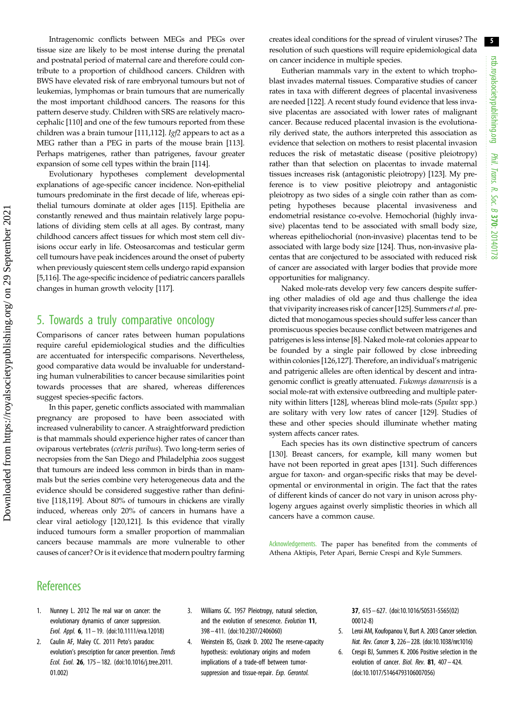Intragenomic conflicts between MEGs and PEGs over tissue size are likely to be most intense during the prenatal and postnatal period of maternal care and therefore could contribute to a proportion of childhood cancers. Children with BWS have elevated risk of rare embryonal tumours but not of leukemias, lymphomas or brain tumours that are numerically the most important childhood cancers. The reasons for this pattern deserve study. Children with SRS are relatively macrocephalic [110] and one of the few tumours reported from these children was a brain tumour [111,112]. *Igf2* appears to act as a MEG rather than a PEG in parts of the mouse brain [113]. Perhaps matrigenes, rather than patrigenes, favour greater expansion of some cell types within the brain [114].

Evolutionary hypotheses complement developmental explanations of age-specific cancer incidence. Non-epithelial tumours predominate in the first decade of life, whereas epithelial tumours dominate at older ages [115]. Epithelia are constantly renewed and thus maintain relatively large populations of dividing stem cells at all ages. By contrast, many childhood cancers affect tissues for which most stem cell divisions occur early in life. Osteosarcomas and testicular germ cell tumours have peak incidences around the onset of puberty when previously quiescent stem cells undergo rapid expansion [5,116]. The age-specific incidence of pediatric cancers parallels changes in human growth velocity [117].

## 5. Towards a truly comparative oncology

Comparisons of cancer rates between human populations require careful epidemiological studies and the difficulties are accentuated for interspecific comparisons. Nevertheless, good comparative data would be invaluable for understanding human vulnerabilities to cancer because similarities point towards processes that are shared, whereas differences suggest species-specific factors.

In this paper, genetic conflicts associated with mammalian pregnancy are proposed to have been associated with increased vulnerability to cancer. A straightforward prediction is that mammals should experience higher rates of cancer than oviparous vertebrates (*ceteris paribus*). Two long-term series of necropsies from the San Diego and Philadelphia zoos suggest that tumours are indeed less common in birds than in mammals but the series combine very heterogeneous data and the evidence should be considered suggestive rather than definitive [118,119]. About 80% of tumours in chickens are virally induced, whereas only 20% of cancers in humans have a clear viral aetiology [120,121]. Is this evidence that virally induced tumours form a smaller proportion of mammalian cancers because mammals are more vulnerable to other causes of cancer? Or is it evidence that modern poultry farming creates ideal conditions for the spread of virulent viruses? The resolution of such questions will require epidemiological data on cancer incidence in multiple species.

Eutherian mammals vary in the extent to which trophoblast invades maternal tissues. Comparative studies of cancer rates in taxa with different degrees of placental invasiveness are needed [122]. A recent study found evidence that less invasive placentas are associated with lower rates of malignant cancer. Because reduced placental invasion is the evolutionarily derived state, the authors interpreted this association as evidence that selection on mothers to resist placental invasion reduces the risk of metastatic disease (positive pleiotropy) rather than that selection on placentas to invade maternal tissues increases risk (antagonistic pleiotropy) [123]. My preference is to view positive pleiotropy and antagonistic pleiotropy as two sides of a single coin rather than as competing hypotheses because placental invasiveness and endometrial resistance co-evolve. Hemochorial (highly invasive) placentas tend to be associated with small body size, whereas epitheliochorial (non-invasive) placentas tend to be associated with large body size [124]. Thus, non-invasive placentas that are conjectured to be associated with reduced risk of cancer are associated with larger bodies that provide more opportunities for malignancy.

Naked mole-rats develop very few cancers despite suffering other maladies of old age and thus challenge the idea that viviparity increases risk of cancer [125]. Summers *et al.* predicted that monogamous species should suffer less cancer than promiscuous species because conflict between matrigenes and patrigenes is less intense [8]. Naked mole-rat colonies appear to be founded by a single pair followed by close inbreeding within colonies [126,127]. Therefore, an individual's matrigenic and patrigenic alleles are often identical by descent and intragenomic conflict is greatly attenuated. *Fukomys damarensis* is a social mole-rat with extensive outbreeding and multiple paternity within litters [128], whereas blind mole-rats (*Spalax* spp.) are solitary with very low rates of cancer [129]. Studies of these and other species should illuminate whether mating system affects cancer rates.

Each species has its own distinctive spectrum of cancers [130]. Breast cancers, for example, kill many women but have not been reported in great apes [131]. Such differences argue for taxon- and organ-specific risks that may be developmental or environmental in origin. The fact that the rates of different kinds of cancer do not vary in unison across phylogeny argues against overly simplistic theories in which all cancers have a common cause.

Acknowledgements. The paper has benefited from the comments of Athena Aktipis, Peter Apari, Bernie Crespi and Kyle Summers.

## References

1. Nunney L. 2012 The real war on cancer: the evolutionary dynamics of cancer suppression. *Evol. Appl.* **6**, 11–19. (doi:10.1111/eva.12018)
2. Caulin AF, Maley CC. 2011 Peto's paradox: evolution's prescription for cancer prevention. *Trends Ecol. Evol.* **26**, 175–182. (doi:10.1016/j.tree.2011.01.002)
3. Williams GC. 1957 Pleiotropy, natural selection, and the evolution of senescence. *Evolution* **11**, 398–411. (doi:10.2307/2406060)
4. Weinstein BS, Ciszek D. 2002 The reserve-capacity hypothesis: evolutionary origins and modern implications of a trade-off between tumor-suppression and tissue-repair. *Exp. Gerontol.* **37**, 615–627. (doi:10.1016/S0531-5565(02)00012-8)
5. Leroi AM, Koufopanou V, Burt A. 2003 Cancer selection. *Nat. Rev. Cancer* **3**, 226–228. (doi:10.1038/nrc1016)
6. Crespi BJ, Summers K. 2006 Positive selection in the evolution of cancer. *Biol. Rev.* **81**, 407–424. (doi:10.1017/S1464793106007056)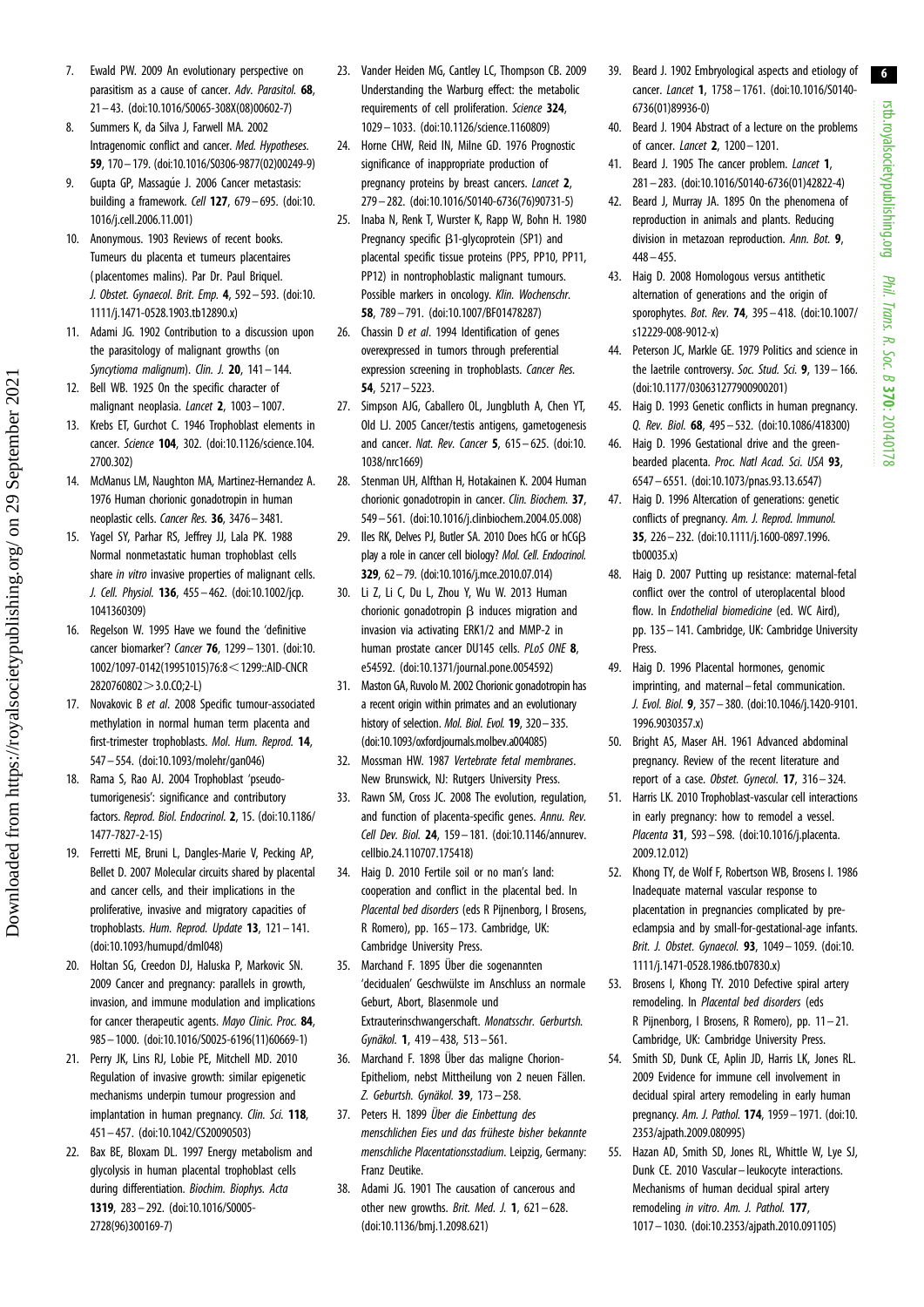7. Ewald PW. 2009 An evolutionary perspective on parasitism as a cause of cancer. *Adv. Parasitol.* **68**, 21–43. (doi:10.1016/S0065-308X(08)00602-7)
8. Summers K, da Silva J, Farwell MA. 2002 Intragenomic conflict and cancer. *Med. Hypotheses.* **59**, 170–179. (doi:10.1016/S0306-9877(02)00249-9)
9. Gupta GP, Massagúe J. 2006 Cancer metastasis: building a framework. *Cell* **127**, 679–695. (doi:10.1016/j.cell.2006.11.001)
10. Anonymous. 1903 Reviews of recent books. Tumeurs du placenta et tumeurs placentaires (placentomes malins). Par Dr. Paul Briquel. *J. Obstet. Gynaecol. Brit. Emp.* **4**, 592–593. (doi:10.1111/j.1471-0528.1903.tb12890.x)
11. Adami JG. 1902 Contribution to a discussion upon the parasitology of malignant growths (on *Syncytioma malignum*). *Clin. J.* **20**, 141–144.
12. Bell WB. 1925 On the specific character of malignant neoplasia. *Lancet* **2**, 1003–1007.
13. Krebs ET, Gurchot C. 1946 Trophoblast elements in cancer. *Science* **104**, 302. (doi:10.1126/science.104.2700.302)
14. McManus LM, Naughton MA, Martinez-Hernandez A. 1976 Human chorionic gonadotropin in human neoplastic cells. *Cancer Res.* **36**, 3476–3481.
15. Yagel SY, Parhar RS, Jeffrey JJ, Lala PK. 1988 Normal nonmetastatic human trophoblast cells share *in vitro* invasive properties of malignant cells. *J. Cell. Physiol.* **136**, 455–462. (doi:10.1002/jcp.1041360309)
16. Regelson W. 1995 Have we found the 'definitive cancer biomarker'? *Cancer* **76**, 1299–1301. (doi:10.1002/1097-0142(19951015)76:8<1299::AID-CNCR2820760802>3.0.CO;2-L)
17. Novakovic B *et al*. 2008 Specific tumour-associated methylation in normal human term placenta and first-trimester trophoblasts. *Mol. Hum. Reprod.* **14**, 547–554. (doi:10.1093/molehr/gan046)
18. Rama S, Rao AJ. 2004 Trophoblast 'pseudo-tumorigenesis': significance and contributory factors. *Reprod. Biol. Endocrinol.* **2**, 15. (doi:10.1186/1477-7827-2-15)
19. Ferretti ME, Bruni L, Dangles-Marie V, Pecking AP, Bellet D. 2007 Molecular circuits shared by placental and cancer cells, and their implications in the proliferative, invasive and migratory capacities of trophoblasts. *Hum. Reprod. Update* **13**, 121–141. (doi:10.1093/humupd/dml048)
20. Holtan SG, Creedon DJ, Haluska P, Markovic SN. 2009 Cancer and pregnancy: parallels in growth, invasion, and immune modulation and implications for cancer therapeutic agents. *Mayo Clinic. Proc.* **84**, 985–1000. (doi:10.1016/S0025-6196(11)60669-1)
21. Perry JK, Lins RJ, Lobie PE, Mitchell MD. 2010 Regulation of invasive growth: similar epigenetic mechanisms underpin tumour progression and implantation in human pregnancy. *Clin. Sci.* **118**, 451–457. (doi:10.1042/CS20090503)
22. Bax BE, Bloxam DL. 1997 Energy metabolism and glycolysis in human placental trophoblast cells during differentiation. *Biochim. Biophys. Acta* **1319**, 283–292. (doi:10.1016/S0005-2728(96)00169-7)
23. Vander Heiden MG, Cantley LC, Thompson CB. 2009 Understanding the Warburg effect: the metabolic requirements of cell proliferation. *Science* **324**, 1029–1033. (doi:10.1126/science.1160809)
24. Horne CHW, Reid IN, Milne GD. 1976 Prognostic significance of inappropriate production of pregnancy proteins by breast cancers. *Lancet* **2**, 279–282. (doi:10.1016/S0140-6736(76)90731-5)
25. Inaba N, Renk T, Wurster K, Rapp W, Bohn H. 1980 Pregnancy specific $\beta$1-glycoprotein (SP1) and placental specific tissue proteins (PP5, PP10, PP11, PP12) in nontrophoblastic malignant tumours. Possible markers in oncology. *Klin. Wochenschr.* **58**, 789–791. (doi:10.1007/BF01478287)
26. Chassin D *et al*. 1994 Identification of genes overexpressed in tumors through preferential expression screening in trophoblasts. *Cancer Res.* **54**, 5217–5223.
27. Simpson AJG, Caballero OL, Jungbluth A, Chen YT, Old LJ. 2005 Cancer/testis antigens, gametogenesis and cancer. *Nat. Rev. Cancer* **5**, 615–625. (doi:10.1038/nrc1669)
28. Stenman UH, Alfthan H, Hotakainen K. 2004 Human chorionic gonadotropin in cancer. *Clin. Biochem.* **37**, 549–561. (doi:10.1016/j.clinbiochem.2004.05.008)
29. Iles RK, Delves PJ, Butler SA. 2010 Does hCG or hCG$\beta$ play a role in cancer cell biology? *Mol. Cell. Endocrinol.* **329**, 62–79. (doi:10.1016/j.mce.2010.07.014)
30. Li Z, Li C, Du L, Zhou Y, Wu W. 2013 Human chorionic gonadotropin $\beta$ induces migration and invasion via activating ERK1/2 and MMP-2 in human prostate cancer DU145 cells. *PLoS ONE* **8**, e54592. (doi:10.1371/journal.pone.0054592)
31. Maston GA, Ruvolo M. 2002 Chorionic gonadotropin has a recent origin within primates and an evolutionary history of selection. *Mol. Biol. Evol.* **19**, 320–335. (doi:10.1093/oxfordjournals.molbev.a004085)
32. Mossman HW. 1987 *Vertebrate fetal membranes*. New Brunswick, NJ: Rutgers University Press.
33. Rawn SM, Cross JC. 2008 The evolution, regulation, and function of placenta-specific genes. *Annu. Rev. Cell Dev. Biol.* **24**, 159–181. (doi:10.1146/annurev.cellbio.24.110707.175418)
34. Haig D. 2010 Fertile soil or no man's land: cooperation and conflict in the placental bed. In *Placental bed disorders* (eds R Pijnenborg, I Brosens, R Romero), pp. 165–173. Cambridge, UK: Cambridge University Press.
35. Marchand F. 1895 Über die sogenannten 'decidualen' Geschwülste im Anschluss an normale Geburt, Abort, Blasenmole und Extrauterinschwangerschaft. *Monatsschr. Gerburtsh. Gynäkol.* **1**, 419–438, 513–561.
36. Marchand F. 1898 Über das maligne Chorion-Epitheliom, nebst Mittheilung von 2 neuen Fällen. *Z. Geburtsh. Gynäkol.* **39**, 173–258.
37. Peters H. 1899 *Über die Einbettung des menschlichen Eies und das früheste bisher bekannte menschliche Placentationsstadium*. Leipzig, Germany: Franz Deutike.
38. Adami JG. 1901 The causation of cancerous and other new growths. *Brit. Med. J.* **1**, 621–628. (doi:10.1136/bmj.1.2098.621)
39. Beard J. 1902 Embryological aspects and etiology of cancer. *Lancet* **1**, 1758–1761. (doi:10.1016/S0140-6736(01)89936-0)
40. Beard J. 1904 Abstract of a lecture on the problems of cancer. *Lancet* **2**, 1200–1201.
41. Beard J. 1905 The cancer problem. *Lancet* **1**, 281–283. (doi:10.1016/S0140-6736(01)42822-4)
42. Beard J, Murray JA. 1895 On the phenomena of reproduction in animals and plants. Reducing division in metazoan reproduction. *Ann. Bot.* **9**, 448–455.
43. Haig D. 2008 Homologous versus antithetic alternation of generations and the origin of sporophytes. *Bot. Rev.* **74**, 395–418. (doi:10.1007/s12229-008-9012-x)
44. Peterson JC, Markle GE. 1979 Politics and science in the laetrile controversy. *Soc. Stud. Sci.* **9**, 139–166. (doi:10.1177/030631277900900201)
45. Haig D. 1993 Genetic conflicts in human pregnancy. *Q. Rev. Biol.* **68**, 495–532. (doi:10.1086/418300)
46. Haig D. 1996 Gestational drive and the green-bearded placenta. *Proc. Natl Acad. Sci. USA* **93**, 6547–6551. (doi:10.1073/pnas.93.13.6547)
47. Haig D. 1996 Altercation of generations: genetic conflicts of pregnancy. *Am. J. Reprod. Immunol.* **35**, 226–232. (doi:10.1111/j.1600-0897.1996.tb00035.x)
48. Haig D. 2007 Putting up resistance: maternal-fetal conflict over the control of uteroplacental blood flow. In *Endothelial biomedicine* (ed. WC Aird), pp. 135–141. Cambridge, UK: Cambridge University Press.
49. Haig D. 1996 Placental hormones, genomic imprinting, and maternal–fetal communication. *J. Evol. Biol.* **9**, 357–380. (doi:10.1046/j.1420-9101.1996.9030357.x)
50. Bright AS, Maser AH. 1961 Advanced abdominal pregnancy. Review of the recent literature and report of a case. *Obstet. Gynecol.* **17**, 316–324.
51. Harris LK. 2010 Trophoblast-vascular cell interactions in early pregnancy: how to remodel a vessel. *Placenta* **31**, S93–S98. (doi:10.1016/j.placenta.2009.12.012)
52. Khong TY, de Wolf F, Robertson WB, Brosens I. 1986 Inadequate maternal vascular response to placentation in pregnancies complicated by pre-eclampsia and by small-for-gestational-age infants. *Brit. J. Obstet. Gynaecol.* **93**, 1049–1059. (doi:10.1111/j.1471-0528.1986.tb07830.x)
53. Brosens I, Khong TY. 2010 Defective spiral artery remodeling. In *Placental bed disorders* (eds R Pijnenborg, I Brosens, R Romero), pp. 11–21. Cambridge, UK: Cambridge University Press.
54. Smith SD, Dunk CE, Aplin JD, Harris LK, Jones RL. 2009 Evidence for immune cell involvement in decidual spiral artery remodeling in early human pregnancy. *Am. J. Pathol.* **174**, 1959–1971. (doi:10.2353/ajpath.2009.080995)
55. Hazan AD, Smith SD, Jones RL, Whittle W, Lye SJ, Dunk CE. 2010 Vascular–leukocyte interactions. Mechanisms of human decidual spiral artery remodeling *in vitro*. *Am. J. Pathol.* **177**, 1017–1030. (doi:10.2353/ajpath.2010.091105)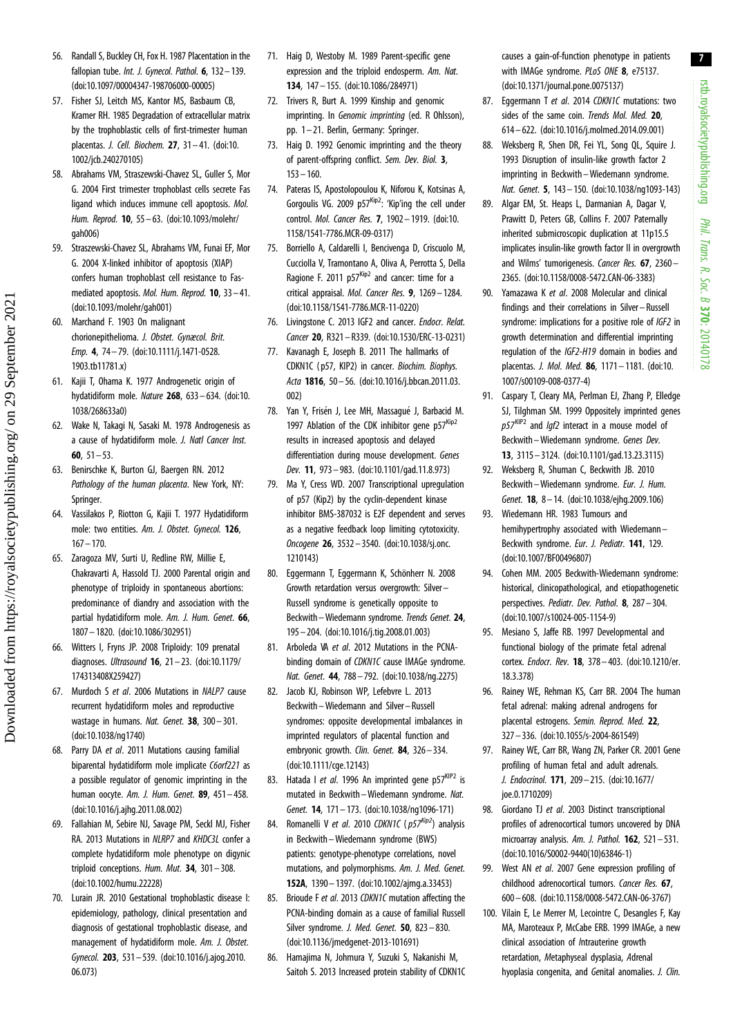56. Randall S, Buckley CH, Fox H. 1987 Placentation in the fallopian tube. *Int. J. Gynecol. Pathol.* **6**, 132–139. (doi:10.1097/00004347-198706000-00005)
57. Fisher SJ, Leitch MS, Kantor MS, Basbaum CB, Kramer RH. 1985 Degradation of extracellular matrix by the trophoblastic cells of first-trimester human placentas. *J. Cell. Biochem.* **27**, 31–41. (doi:10.1002/jcb.240270105)
58. Abrahams VM, Straszewski-Chavez SL, Guller S, Mor G. 2004 First trimester trophoblast cells secrete Fas ligand which induces immune cell apoptosis. *Mol. Hum. Reprod.* **10**, 55–63. (doi:10.1093/molehr/gah006)
59. Straszewski-Chavez SL, Abrahams VM, Funai EF, Mor G. 2004 X-linked inhibitor of apoptosis (XIAP) confers human trophoblast cell resistance to Fas-mediated apoptosis. *Mol. Hum. Reprod.* **10**, 33–41. (doi:10.1093/molehr/gah001)
60. Marchand F. 1903 On malignant chorionepithelioma. *J. Obstet. Gynæcol. Brit. Emp.* **4**, 74–79. (doi:10.1111/j.1471-0528.1903.tb11781.x)
61. Kajii T, Ohama K. 1977 Androgenetic origin of hydatidiform mole. *Nature* **268**, 633–634. (doi:10.1038/268633a0)
62. Wake N, Takagi N, Sasaki M. 1978 Androgenesis as a cause of hydatidiform mole. *J. Natl Cancer Inst.* **60**, 51–53.
63. Benirschke K, Burton GJ, Baergen RN. 2012 *Pathology of the human placenta*. New York, NY: Springer.
64. Vassilakos P, Riotton G, Kajii T. 1977 Hydatidiform mole: two entities. *Am. J. Obstet. Gynecol.* **126**, 167–170.
65. Zaragoza MV, Surti U, Redline RW, Millie E, Chakravarti A, Hassold TJ. 2000 Parental origin and phenotype of triploidy in spontaneous abortions: predominance of diandry and association with the partial hydatidiform mole. *Am. J. Hum. Genet.* **66**, 1807–1820. (doi:10.1086/302951)
66. Witters I, Fryns JP. 2008 Triploidy: 109 prenatal diagnoses. *Ultrasound* **16**, 21–23. (doi:10.1179/174313408X259427)
67. Murdoch S *et al*. 2006 Mutations in *NALP7* cause recurrent hydatidiform moles and reproductive wastage in humans. *Nat. Genet.* **38**, 300–301. (doi:10.1038/ng1740)
68. Parry DA *et al*. 2011 Mutations causing familial biparental hydatidiform mole implicate *C6orf221* as a possible regulator of genomic imprinting in the human oocyte. *Am. J. Hum. Genet.* **89**, 451–458. (doi:10.1016/j.ajhg.2011.08.002)
69. Fallahian M, Sebire NJ, Savage PM, Seckl MJ, Fisher RA. 2013 Mutations in *NLRP7* and *KHDC3L* confer a complete hydatidiform mole phenotype on digynic triploid conceptions. *Hum. Mut.* **34**, 301–308. (doi:10.1002/humu.22228)
70. Lurain JR. 2010 Gestational trophoblastic disease I: epidemiology, pathology, clinical presentation and diagnosis of gestational trophoblastic disease, and management of hydatidiform mole. *Am. J. Obstet. Gynecol.* **203**, 531–539. (doi:10.1016/j.ajog.2010.06.073)
71. Haig D, Westoby M. 1989 Parent-specific gene expression and the triploid endosperm. *Am. Nat.* **134**, 147–155. (doi:10.1086/284971)
72. Trivers R, Burt A. 1999 Kinship and genomic imprinting. In *Genomic imprinting* (ed. R Ohlsson), pp. 1–21. Berlin, Germany: Springer.
73. Haig D. 1992 Genomic imprinting and the theory of parent-offspring conflict. *Sem. Dev. Biol.* **3**, 153–160.
74. Pateras IS, Apostolopoulou K, Niforou K, Kotsinas A, Gorgoulis VG. 2009 p57$^{Kip2}$: 'Kip'ing the cell under control. *Mol. Cancer Res.* **7**, 1902–1919. (doi:10.1158/1541-7786.MCR-09-0317)
75. Borriello A, Caldarelli I, Bencivenga D, Criscuolo M, Cucciolla V, Tramontano A, Oliva A, Perrotta S, Della Ragione F. 2011 p57$^{Kip2}$ and cancer: time for a critical appraisal. *Mol. Cancer Res.* **9**, 1269–1284. (doi:10.1158/1541-7786.MCR-11-0220)
76. Livingstone C. 2013 IGF2 and cancer. *Endocr. Relat. Cancer* **20**, R321–R339. (doi:10.1530/ERC-13-0231)
77. Kavanagh E, Joseph B. 2011 The hallmarks of CDKN1C (p57, KIP2) in cancer. *Biochim. Biophys. Acta* **1816**, 50–56. (doi:10.1016/j.bbcan.2011.03.002)
78. Yan Y, Frisén J, Lee MH, Massagué J, Barbacid M. 1997 Ablation of the CDK inhibitor gene p57$^{Kip2}$ results in increased apoptosis and delayed differentiation during mouse development. *Genes Dev.* **11**, 973–983. (doi:10.1101/gad.11.8.973)
79. Ma Y, Cress WD. 2007 Transcriptional upregulation of p57 (Kip2) by the cyclin-dependent kinase inhibitor BMS-387032 is E2F dependent and serves as a negative feedback loop limiting cytotoxicity. *Oncogene* **26**, 3532–3540. (doi:10.1038/sj.onc.1210143)
80. Eggermann T, Eggermann K, Schönherr N. 2008 Growth retardation versus overgrowth: Silver–Russell syndrome is genetically opposite to Beckwith–Wiedemann syndrome. *Trends Genet.* **24**, 195–204. (doi:10.1016/j.tig.2008.01.003)
81. Arboleda VA *et al*. 2012 Mutations in the PCNA-binding domain of *CDKN1C* cause IMAGe syndrome. *Nat. Genet.* **44**, 788–792. (doi:10.1038/ng.2275)
82. Jacob KJ, Robinson WP, Lefebvre L. 2013 Beckwith–Wiedemann and Silver–Russell syndromes: opposite developmental imbalances in imprinted regulators of placental function and embryonic growth. *Clin. Genet.* **84**, 326–334. (doi:10.1111/cge.12143)
83. Hatada I *et al*. 1996 An imprinted gene p57$^{KIP2}$ is mutated in Beckwith–Wiedemann syndrome. *Nat. Genet.* **14**, 171–173. (doi:10.1038/ng1096-171)
84. Romanelli V *et al*. 2010 *CDKN1C* (*p57$^{Kip2}$*) analysis in Beckwith–Wiedemann syndrome (BWS) patients: genotype-phenotype correlations, novel mutations, and polymorphisms. *Am. J. Med. Genet.* **152A**, 1390–1397. (doi:10.1002/ajmg.a.33453)
85. Brioude F *et al*. 2013 *CDKN1C* mutation affecting the PCNA-binding domain as a cause of familial Russell Silver syndrome. *J. Med. Genet.* **50**, 823–830. (doi:10.1136/jmedgenet-2013-101691)
86. Hamajima N, Johmura Y, Suzuki S, Nakanishi M, Saitoh S. 2013 Increased protein stability of CDKN1C causes a gain-of-function phenotype in patients with IMAGe syndrome. *PLoS ONE* **8**, e75137. (doi:10.1371/journal.pone.0075137)
87. Eggermann T *et al*. 2014 *CDKN1C* mutations: two sides of the same coin. *Trends Mol. Med.* **20**, 614–622. (doi:10.1016/j.molmed.2014.09.001)
88. Weksberg R, Shen DR, Fei YL, Song QL, Squire J. 1993 Disruption of insulin-like growth factor 2 imprinting in Beckwith–Wiedemann syndrome. *Nat. Genet.* **5**, 143–150. (doi:10.1038/ng1093-143)
89. Algar EM, St. Heaps L, Darmanian A, Dagar V, Prawitt D, Peters GB, Collins F. 2007 Paternally inherited submicroscopic duplication at 11p15.5 implicates insulin-like growth factor II in overgrowth and Wilms' tumorigenesis. *Cancer Res.* **67**, 2360–2365. (doi:10.1158/0008-5472.CAN-06-3383)
90. Yamazawa K *et al*. 2008 Molecular and clinical findings and their correlations in Silver–Russell syndrome: implications for a positive role of *IGF2* in growth determination and differential imprinting regulation of the *IGF2-H19* domain in bodies and placentas. *J. Mol. Med.* **86**, 1171–1181. (doi:10.1007/s00109-008-0377-4)
91. Caspary T, Cleary MA, Perlman EJ, Zhang P, Elledge SJ, Tilghman SM. 1999 Oppositely imprinted genes *p57$^{KIP2}$* and *Igf2* interact in a mouse model of Beckwith–Wiedemann syndrome. *Genes Dev.* **13**, 3115–3124. (doi:10.1101/gad.13.23.3115)
92. Weksberg R, Shuman C, Beckwith JB. 2010 Beckwith–Wiedemann syndrome. *Eur. J. Hum. Genet.* **18**, 8–14. (doi:10.1038/ejhg.2009.106)
93. Wiedemann HR. 1983 Tumours and hemihypertrophy associated with Wiedemann–Beckwith syndrome. *Eur. J. Pediatr.* **141**, 129. (doi:10.1007/BF00496807)
94. Cohen MM. 2005 Beckwith-Wiedemann syndrome: historical, clinicopathological, and etiopathogenetic perspectives. *Pediatr. Dev. Pathol.* **8**, 287–304. (doi:10.1007/s10024-005-1154-9)
95. Mesiano S, Jaffe RB. 1997 Developmental and functional biology of the primate fetal adrenal cortex. *Endocr. Rev.* **18**, 378–403. (doi:10.1210/er.18.3.378)
96. Rainey WE, Rehman KS, Carr BR. 2004 The human fetal adrenal: making adrenal androgens for placental estrogens. *Semin. Reprod. Med.* **22**, 327–336. (doi:10.1055/s-2004-861549)
97. Rainey WE, Carr BR, Wang ZN, Parker CR. 2001 Gene profiling of human fetal and adult adrenals. *J. Endocrinol.* **171**, 209–215. (doi:10.1677/joe.0.1710209)
98. Giordano TJ *et al*. 2003 Distinct transcriptional profiles of adrenocortical tumors uncovered by DNA microarray analysis. *Am. J. Pathol.* **162**, 521–531. (doi:10.1016/S0002-9440(10)63846-1)
99. West AN *et al*. 2007 Gene expression profiling of childhood adrenocortical tumors. *Cancer Res.* **67**, 600–608. (doi:10.1158/0008-5472.CAN-06-3767)
100. Vilain E, Le Merrer M, Lecointre C, Desangles F, Kay MA, Maroteaux P, McCabe ERB. 1999 IMAGe, a new clinical association of *I*ntrauterine growth retardation, *M*etaphyseal dysplasia, *A*drenal hypoplasia congenita, and *G*enital anomalies. *J. Clin.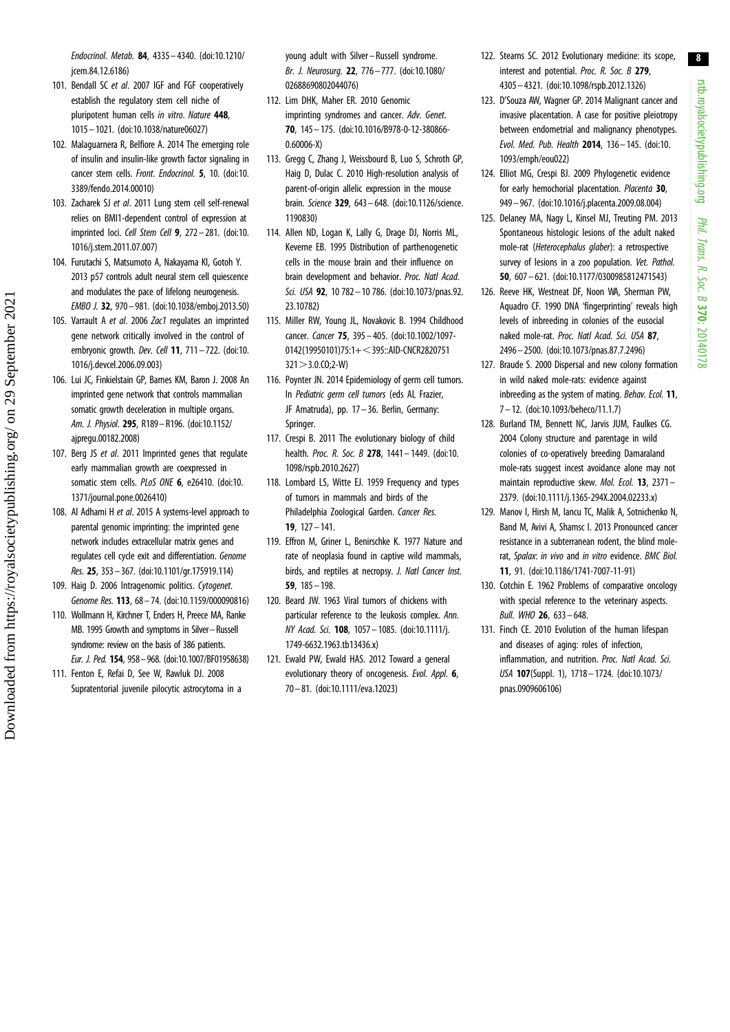*Endocrinol. Metab.* **84**, 4335–4340. (doi:10.1210/jcem.84.12.6186)

101. Bendall SC *et al*. 2007 IGF and FGF cooperatively establish the regulatory stem cell niche of pluripotent human cells *in vitro*. *Nature* **448**, 1015–1021. (doi:10.1038/nature06027)
102. Malaguarnera R, Belfiore A. 2014 The emerging role of insulin and insulin-like growth factor signaling in cancer stem cells. *Front. Endocrinol.* **5**, 10. (doi:10.3389/fendo.2014.00010)
103. Zacharek SJ *et al*. 2011 Lung stem cell self-renewal relies on BMI1-dependent control of expression at imprinted loci. *Cell Stem Cell* **9**, 272–281. (doi:10.1016/j.stem.2011.07.007)
104. Furutachi S, Matsumoto A, Nakayama KI, Gotoh Y. 2013 p57 controls adult neural stem cell quiescence and modulates the pace of lifelong neurogenesis. *EMBO J.* **32**, 970–981. (doi:10.1038/emboj.2013.50)
105. Varrault A *et al*. 2006 *Zac1* regulates an imprinted gene network critically involved in the control of embryonic growth. *Dev. Cell* **11**, 711–722. (doi:10.1016/j.devcel.2006.09.003)
106. Lui JC, Finkielstain GP, Barnes KM, Baron J. 2008 An imprinted gene network that controls mammalian somatic growth deceleration in multiple organs. *Am. J. Physiol.* **295**, R189–R196. (doi:10.1152/ajpregu.00182.2008)
107. Berg JS *et al*. 2011 Imprinted genes that regulate early mammalian growth are coexpressed in somatic stem cells. *PLoS ONE* **6**, e26410. (doi:10.1371/journal.pone.0026410)
108. Al Adhami H *et al*. 2015 A systems-level approach to parental genomic imprinting: the imprinted gene network includes extracellular matrix genes and regulates cell cycle exit and differentiation. *Genome Res.* **25**, 353–367. (doi:10.1101/gr.175919.114)
109. Haig D. 2006 Intragenomic politics. *Cytogenet. Genome Res.* **113**, 68–74. (doi:10.1159/000090816)
110. Wollmann H, Kirchner T, Enders H, Preece MA, Ranke MB. 1995 Growth and symptoms in Silver–Russell syndrome: review on the basis of 386 patients. *Eur. J. Ped.* **154**, 958–968. (doi:10.1007/BF01958638)
111. Fenton E, Refai D, See W, Rawluk DJ. 2008 Supratentorial juvenile pilocytic astrocytoma in a young adult with Silver–Russell syndrome. *Br. J. Neurosurg.* **22**, 776–777. (doi:10.1080/02688690802044076)
112. Lim DHK, Maher ER. 2010 Genomic imprinting syndromes and cancer. *Adv. Genet.* **70**, 145–175. (doi:10.1016/B978-0-12-380866-0.60006-X)
113. Gregg C, Zhang J, Weissbourd B, Luo S, Schroth GP, Haig D, Dulac C. 2010 High-resolution analysis of parent-of-origin allelic expression in the mouse brain. *Science* **329**, 643–648. (doi:10.1126/science.1190830)
114. Allen ND, Logan K, Lally G, Drage DJ, Norris ML, Keverne EB. 1995 Distribution of parthenogenetic cells in the mouse brain and their influence on brain development and behavior. *Proc. Natl Acad. Sci. USA* **92**, 10 782–10 786. (doi:10.1073/pnas.92.23.10782)
115. Miller RW, Young JL, Novakovic B. 1994 Childhood cancer. *Cancer* **75**, 395–405. (doi:10.1002/1097-0142(19950101)75:1+<395::AID-CNCR2820751321>3.0.CO;2-W)
116. Poynter JN. 2014 Epidemiology of germ cell tumors. In *Pediatric germ cell tumors* (eds AL Frazier, JF Amatruda), pp. 17–36. Berlin, Germany: Springer.
117. Crespi B. 2011 The evolutionary biology of child health. *Proc. R. Soc. B* **278**, 1441–1449. (doi:10.1098/rspb.2010.2627)
118. Lombard LS, Witte EJ. 1959 Frequency and types of tumors in mammals and birds of the Philadelphia Zoological Garden. *Cancer Res.* **19**, 127–141.
119. Effron M, Griner L, Benirschke K. 1977 Nature and rate of neoplasia found in captive wild mammals, birds, and reptiles at necropsy. *J. Natl Cancer Inst.* **59**, 185–198.
120. Beard JW. 1963 Viral tumors of chickens with particular reference to the leukosis complex. *Ann. NY Acad. Sci.* **108**, 1057–1085. (doi:10.1111/j.1749-6632.1963.tb13436.x)
121. Ewald PW, Ewald HAS. 2012 Toward a general evolutionary theory of oncogenesis. *Evol. Appl.* **6**, 70–81. (doi:10.1111/eva.12023)
122. Stearns SC. 2012 Evolutionary medicine: its scope, interest and potential. *Proc. R. Soc. B* **279**, 4305–4321. (doi:10.1098/rspb.2012.1326)
123. D'Souza AW, Wagner GP. 2014 Malignant cancer and invasive placentation. A case for positive pleiotropy between endometrial and malignancy phenotypes. *Evol. Med. Pub. Health* **2014**, 136–145. (doi:10.1093/emph/eou022)
124. Elliot MG, Crespi BJ. 2009 Phylogenetic evidence for early hemochorial placentation. *Placenta* **30**, 949–967. (doi:10.1016/j.placenta.2009.08.004)
125. Delaney MA, Nagy L, Kinsel MJ, Treuting PM. 2013 Spontaneous histologic lesions of the adult naked mole-rat (*Heterocephalus glaber*): a retrospective survey of lesions in a zoo population. *Vet. Pathol.* **50**, 607–621. (doi:10.1177/0300985812471543)
126. Reeve HK, Westneat DF, Noon WA, Sherman PW, Aquadro CF. 1990 DNA 'fingerprinting' reveals high levels of inbreeding in colonies of the eusocial naked mole-rat. *Proc. Natl Acad. Sci. USA* **87**, 2496–2500. (doi:10.1073/pnas.87.7.2496)
127. Braude S. 2000 Dispersal and new colony formation in wild naked mole-rats: evidence against inbreeding as the system of mating. *Behav. Ecol.* **11**, 7–12. (doi:10.1093/beheco/11.1.7)
128. Burland TM, Bennett NC, Jarvis JUM, Faulkes CG. 2004 Colony structure and parentage in wild colonies of co-operatively breeding Damaraland mole-rats suggest incest avoidance alone may not maintain reproductive skew. *Mol. Ecol.* **13**, 2371–2379. (doi:10.1111/j.1365-294X.2004.02233.x)
129. Manov I, Hirsh M, Iancu TC, Malik A, Sotnichenko N, Band M, Avivi A, Shamsc I. 2013 Pronounced cancer resistance in a subterranean rodent, the blind mole-rat, *Spalax*: *in vivo* and *in vitro* evidence. *BMC Biol.* **11**, 91. (doi:10.1186/1741-7007-11-91)
130. Cotchin E. 1962 Problems of comparative oncology with special reference to the veterinary aspects. *Bull. WHO* **26**, 633–648.
131. Finch CE. 2010 Evolution of the human lifespan and diseases of aging: roles of infection, inflammation, and nutrition. *Proc. Natl Acad. Sci. USA* **107**(Suppl. 1), 1718–1724. (doi:10.1073/pnas.0909606106)